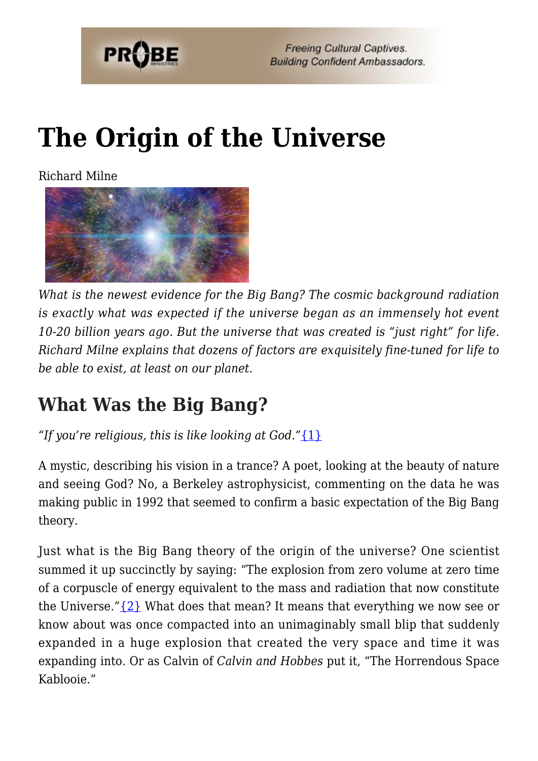# The Origin of the Universe

Richard Milne

*What is the newest evidence for the Big Bang? The cosmic background radiation is exactly what was expected if the universe began as an immensely hot event 10-20 billion years ago. But the universe that was created is "just right" for life. Richard Milne explains that dozens of factors are exquisitely fine-tuned for life to be able to exist, at least on our planet.*

## What Was the Big Bang?

*"If you're religious, this is like looking at God."*{1}

A mystic, describing his vision in a trance? A poet, looking at the beauty of nature and seeing God? No, a Berkeley astrophysicist, commenting on the data he was making public in 1992 that seemed to confirm a basic expectation of the Big Bang theory.

Just what is the Big Bang theory of the origin of the universe? One scientist summed it up succinctly by saying: "The explosion from zero volume at zero time of a corpuscle of energy equivalent to the mass and radiation that now constitute the Universe."{2} What does that mean? It means that everything we now see or know about was once compacted into an unimaginably small blip that suddenly expanded in a huge explosion that created the very space and time it was expanding into. Or as Calvin of *Calvin and Hobbes* put it, "The Horrendous Space Kablooie."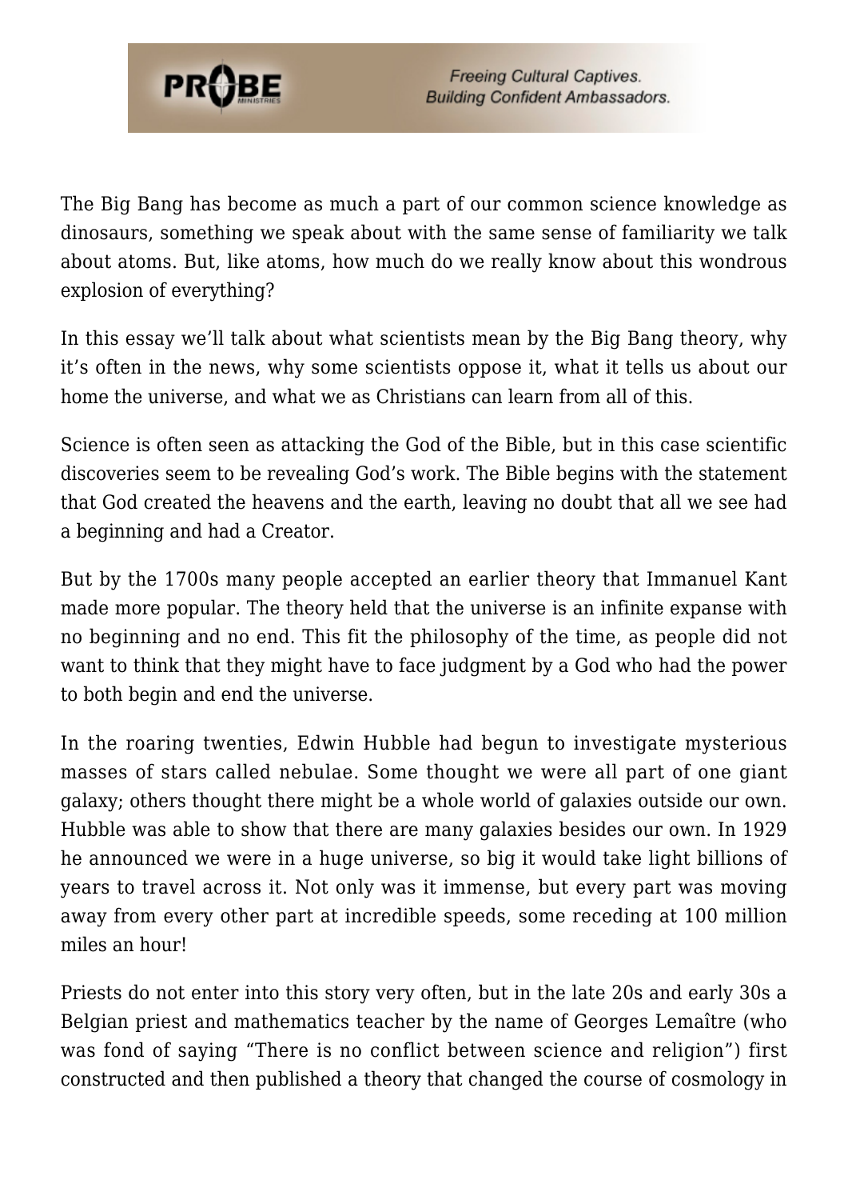The Big Bang has become as much a part of our common science knowledge as dinosaurs, something we speak about with the same sense of familiarity we talk about atoms. But, like atoms, how much do we really know about this wondrous explosion of everything?

In this essay we'll talk about what scientists mean by the Big Bang theory, why it's often in the news, why some scientists oppose it, what it tells us about our home the universe, and what we as Christians can learn from all of this.

Science is often seen as attacking the God of the Bible, but in this case scientific discoveries seem to be revealing God's work. The Bible begins with the statement that God created the heavens and the earth, leaving no doubt that all we see had a beginning and had a Creator.

But by the 1700s many people accepted an earlier theory that Immanuel Kant made more popular. The theory held that the universe is an infinite expanse with no beginning and no end. This fit the philosophy of the time, as people did not want to think that they might have to face judgment by a God who had the power to both begin and end the universe.

In the roaring twenties, Edwin Hubble had begun to investigate mysterious masses of stars called nebulae. Some thought we were all part of one giant galaxy; others thought there might be a whole world of galaxies outside our own. Hubble was able to show that there are many galaxies besides our own. In 1929 he announced we were in a huge universe, so big it would take light billions of years to travel across it. Not only was it immense, but every part was moving away from every other part at incredible speeds, some receding at 100 million miles an hour!

Priests do not enter into this story very often, but in the late 20s and early 30s a Belgian priest and mathematics teacher by the name of Georges Lemaître (who was fond of saying "There is no conflict between science and religion") first constructed and then published a theory that changed the course of cosmology in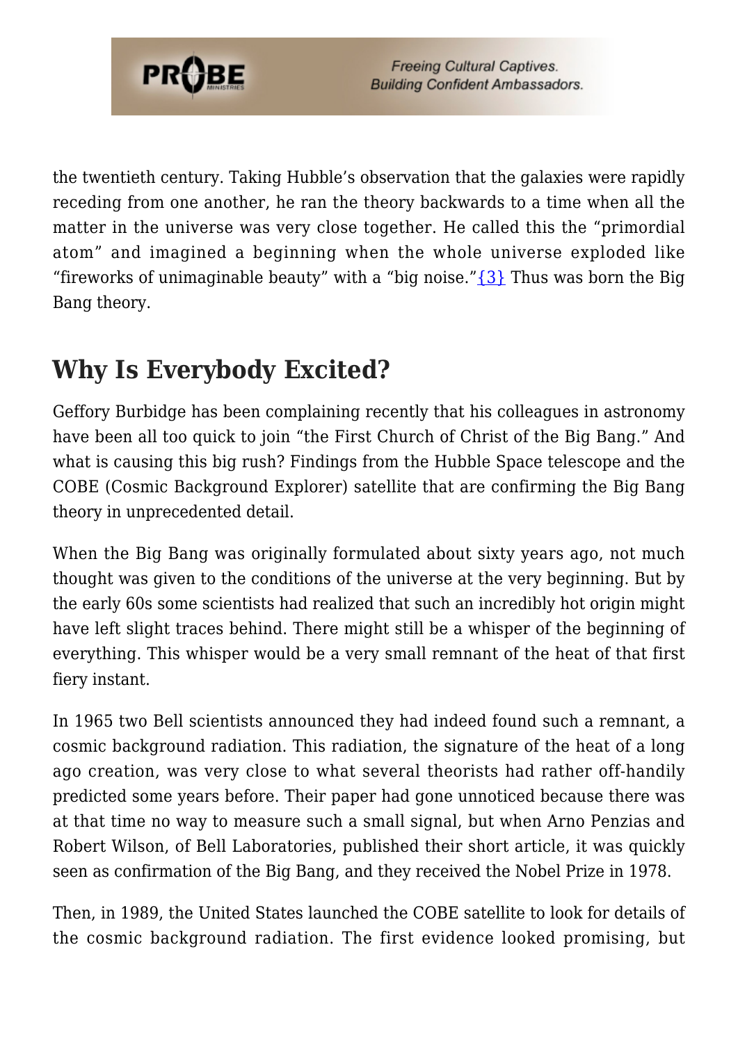the twentieth century. Taking Hubble's observation that the galaxies were rapidly receding from one another, he ran the theory backwards to a time when all the matter in the universe was very close together. He called this the "primordial atom" and imagined a beginning when the whole universe exploded like "fireworks of unimaginable beauty" with a "big noise."{3} Thus was born the Big Bang theory.

## Why Is Everybody Excited?

Geffory Burbidge has been complaining recently that his colleagues in astronomy have been all too quick to join "the First Church of Christ of the Big Bang." And what is causing this big rush? Findings from the Hubble Space telescope and the COBE (Cosmic Background Explorer) satellite that are confirming the Big Bang theory in unprecedented detail.

When the Big Bang was originally formulated about sixty years ago, not much thought was given to the conditions of the universe at the very beginning. But by the early 60s some scientists had realized that such an incredibly hot origin might have left slight traces behind. There might still be a whisper of the beginning of everything. This whisper would be a very small remnant of the heat of that first fiery instant.

In 1965 two Bell scientists announced they had indeed found such a remnant, a cosmic background radiation. This radiation, the signature of the heat of a long ago creation, was very close to what several theorists had rather off-handily predicted some years before. Their paper had gone unnoticed because there was at that time no way to measure such a small signal, but when Arno Penzias and Robert Wilson, of Bell Laboratories, published their short article, it was quickly seen as confirmation of the Big Bang, and they received the Nobel Prize in 1978.

Then, in 1989, the United States launched the COBE satellite to look for details of the cosmic background radiation. The first evidence looked promising, but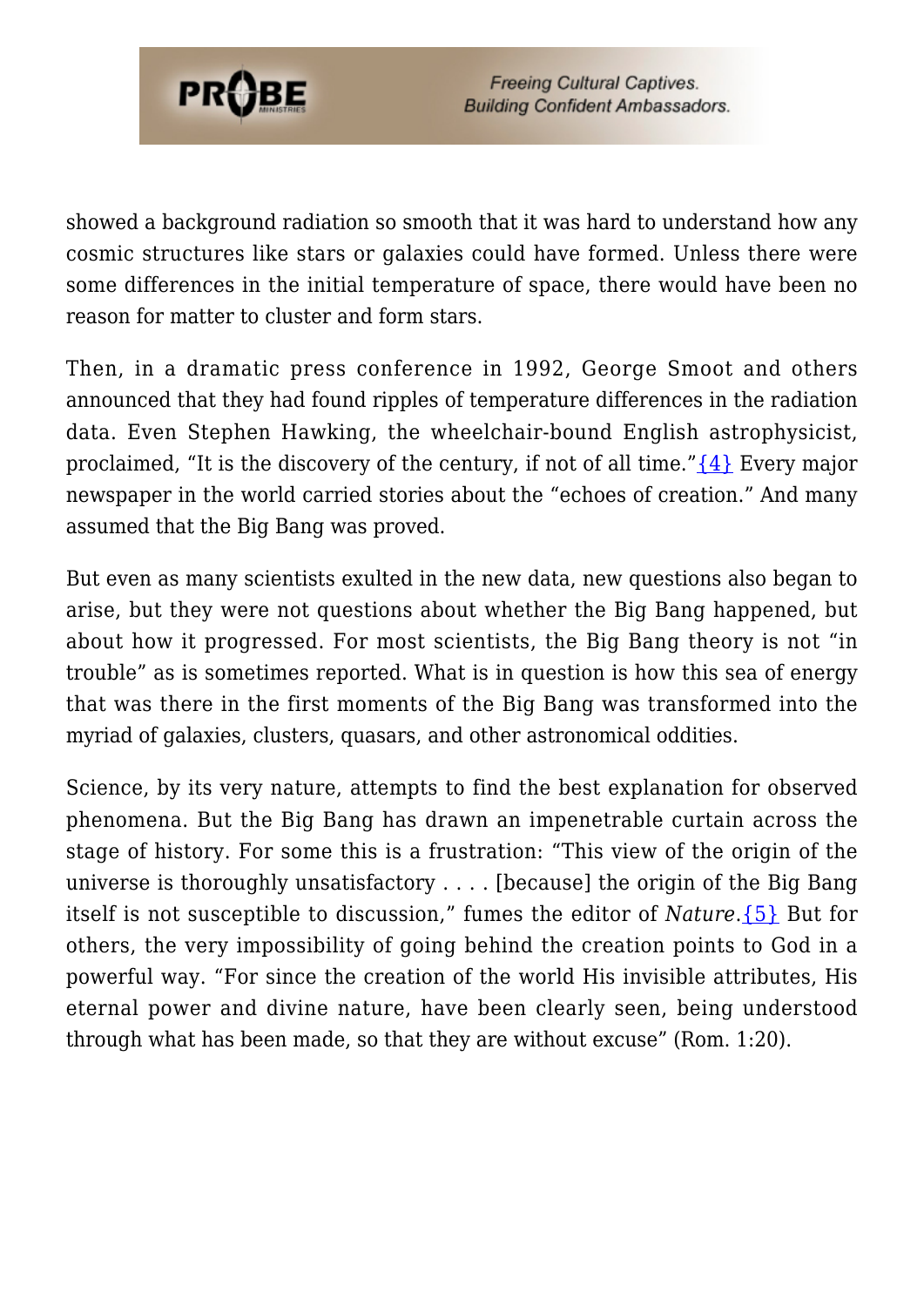showed a background radiation so smooth that it was hard to understand how any cosmic structures like stars or galaxies could have formed. Unless there were some differences in the initial temperature of space, there would have been no reason for matter to cluster and form stars.

Then, in a dramatic press conference in 1992, George Smoot and others announced that they had found ripples of temperature differences in the radiation data. Even Stephen Hawking, the wheelchair-bound English astrophysicist, proclaimed, "It is the discovery of the century, if not of all time."{4} Every major newspaper in the world carried stories about the "echoes of creation." And many assumed that the Big Bang was proved.

But even as many scientists exulted in the new data, new questions also began to arise, but they were not questions about whether the Big Bang happened, but about how it progressed. For most scientists, the Big Bang theory is not "in trouble" as is sometimes reported. What is in question is how this sea of energy that was there in the first moments of the Big Bang was transformed into the myriad of galaxies, clusters, quasars, and other astronomical oddities.

Science, by its very nature, attempts to find the best explanation for observed phenomena. But the Big Bang has drawn an impenetrable curtain across the stage of history. For some this is a frustration: "This view of the origin of the universe is thoroughly unsatisfactory . . . . [because] the origin of the Big Bang itself is not susceptible to discussion," fumes the editor of *Nature*.{5} But for others, the very impossibility of going behind the creation points to God in a powerful way. "For since the creation of the world His invisible attributes, His eternal power and divine nature, have been clearly seen, being understood through what has been made, so that they are without excuse" (Rom. 1:20).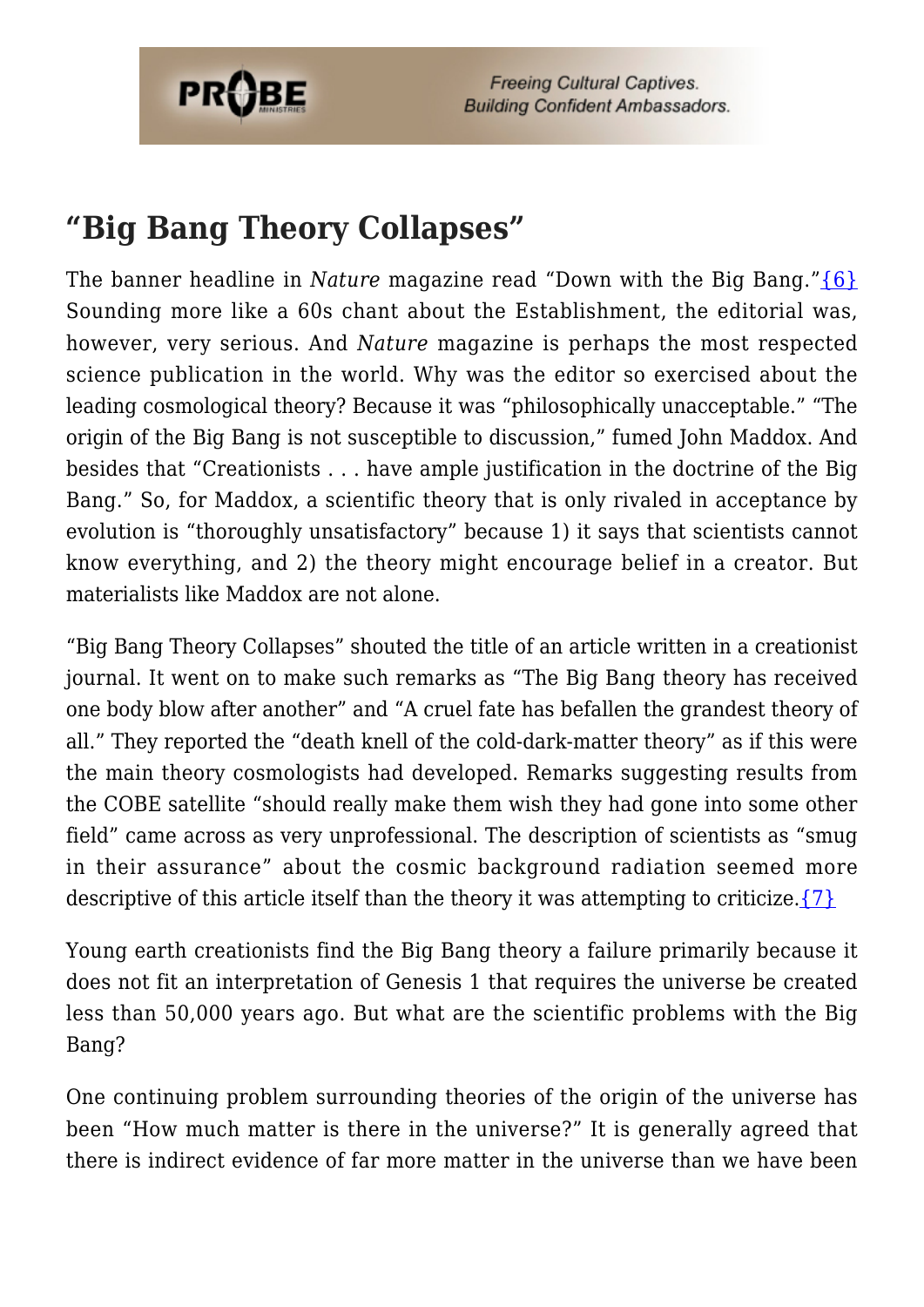## “Big Bang Theory Collapses”

The banner headline in *Nature* magazine read “Down with the Big Bang.”{6} Sounding more like a 60s chant about the Establishment, the editorial was, however, very serious. And *Nature* magazine is perhaps the most respected science publication in the world. Why was the editor so exercised about the leading cosmological theory? Because it was “philosophically unacceptable.” “The origin of the Big Bang is not susceptible to discussion,” fumed John Maddox. And besides that “Creationists . . . have ample justification in the doctrine of the Big Bang.” So, for Maddox, a scientific theory that is only rivaled in acceptance by evolution is “thoroughly unsatisfactory” because 1) it says that scientists cannot know everything, and 2) the theory might encourage belief in a creator. But materialists like Maddox are not alone.

“Big Bang Theory Collapses” shouted the title of an article written in a creationist journal. It went on to make such remarks as “The Big Bang theory has received one body blow after another” and “A cruel fate has befallen the grandest theory of all.” They reported the “death knell of the cold-dark-matter theory” as if this were the main theory cosmologists had developed. Remarks suggesting results from the COBE satellite “should really make them wish they had gone into some other field” came across as very unprofessional. The description of scientists as “smug in their assurance” about the cosmic background radiation seemed more descriptive of this article itself than the theory it was attempting to criticize.{7}

Young earth creationists find the Big Bang theory a failure primarily because it does not fit an interpretation of Genesis 1 that requires the universe be created less than 50,000 years ago. But what are the scientific problems with the Big Bang?

One continuing problem surrounding theories of the origin of the universe has been “How much matter is there in the universe?” It is generally agreed that there is indirect evidence of far more matter in the universe than we have been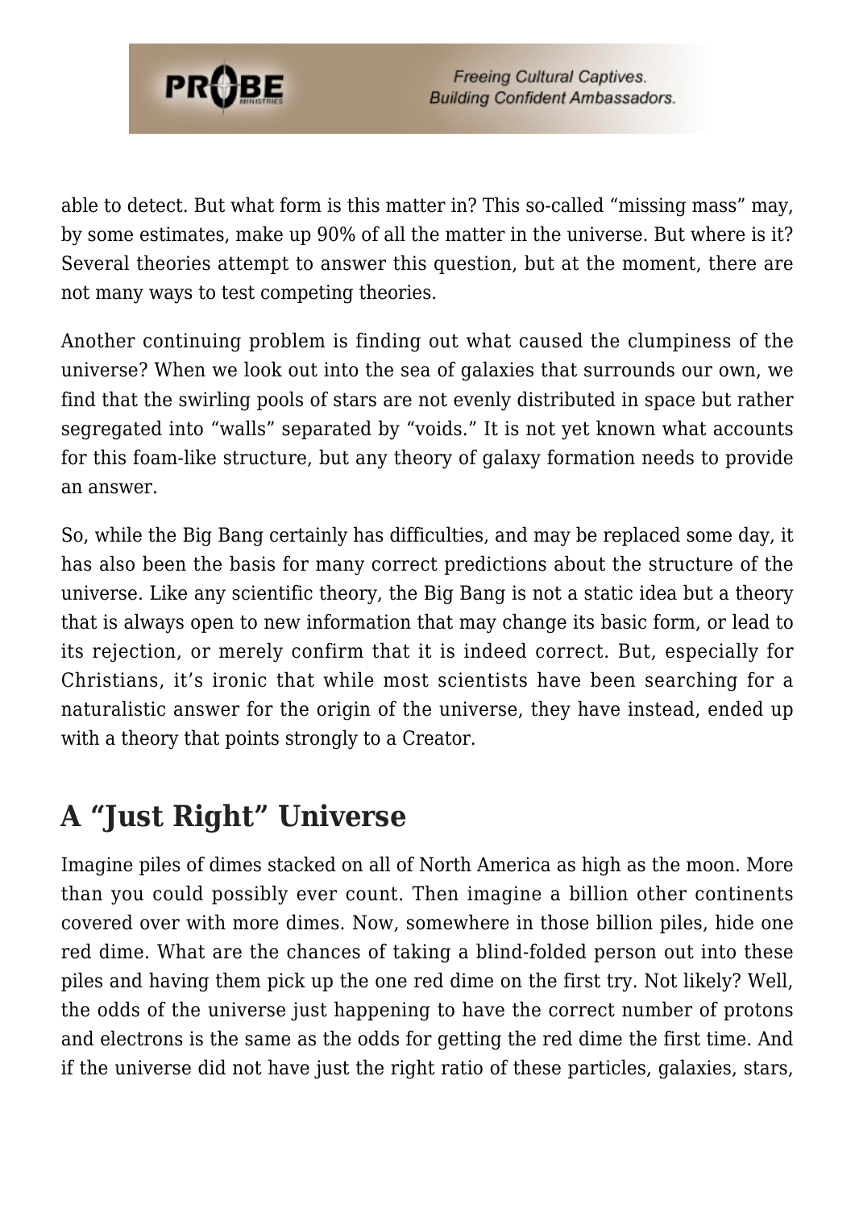able to detect. But what form is this matter in? This so-called "missing mass" may, by some estimates, make up 90% of all the matter in the universe. But where is it? Several theories attempt to answer this question, but at the moment, there are not many ways to test competing theories.

Another continuing problem is finding out what caused the clumpiness of the universe? When we look out into the sea of galaxies that surrounds our own, we find that the swirling pools of stars are not evenly distributed in space but rather segregated into "walls" separated by "voids." It is not yet known what accounts for this foam-like structure, but any theory of galaxy formation needs to provide an answer.

So, while the Big Bang certainly has difficulties, and may be replaced some day, it has also been the basis for many correct predictions about the structure of the universe. Like any scientific theory, the Big Bang is not a static idea but a theory that is always open to new information that may change its basic form, or lead to its rejection, or merely confirm that it is indeed correct. But, especially for Christians, it's ironic that while most scientists have been searching for a naturalistic answer for the origin of the universe, they have instead, ended up with a theory that points strongly to a Creator.

## A "Just Right" Universe

Imagine piles of dimes stacked on all of North America as high as the moon. More than you could possibly ever count. Then imagine a billion other continents covered over with more dimes. Now, somewhere in those billion piles, hide one red dime. What are the chances of taking a blind-folded person out into these piles and having them pick up the one red dime on the first try. Not likely? Well, the odds of the universe just happening to have the correct number of protons and electrons is the same as the odds for getting the red dime the first time. And if the universe did not have just the right ratio of these particles, galaxies, stars,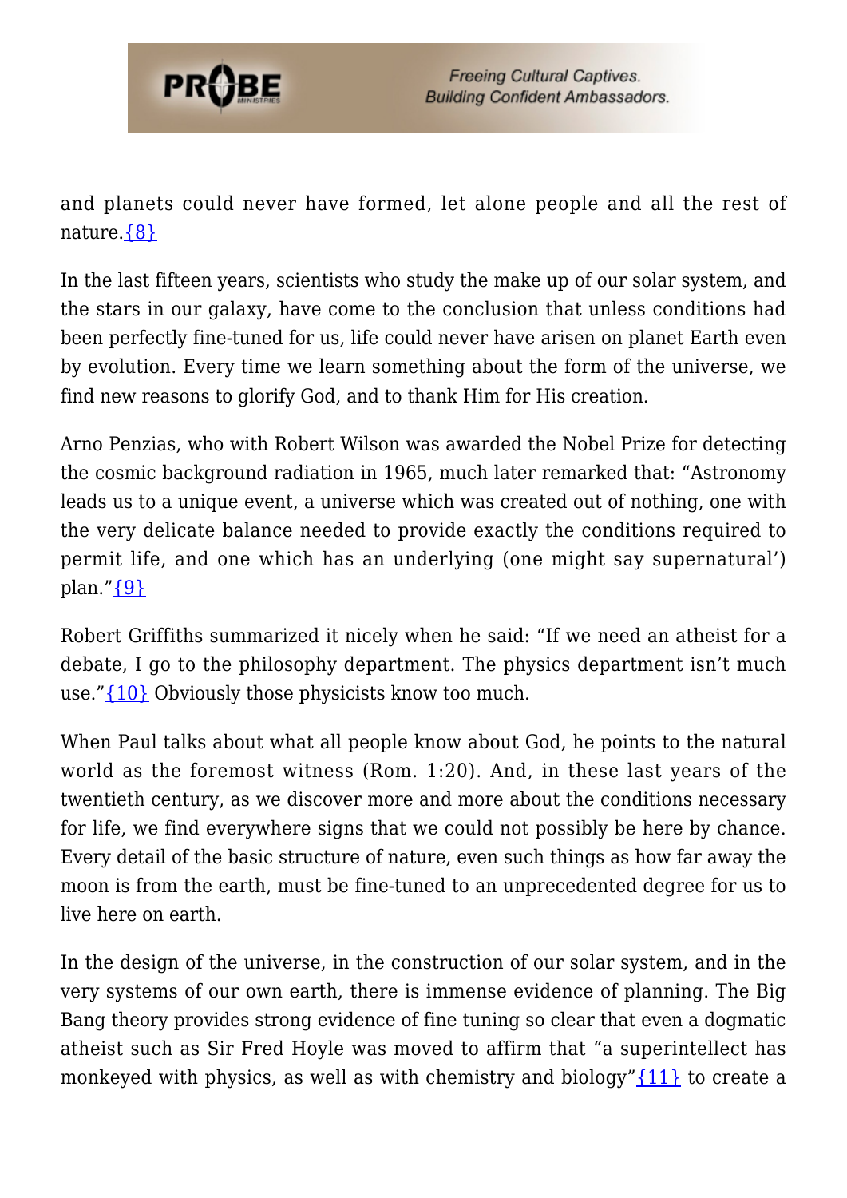and planets could never have formed, let alone people and all the rest of nature.{8}

In the last fifteen years, scientists who study the make up of our solar system, and the stars in our galaxy, have come to the conclusion that unless conditions had been perfectly fine-tuned for us, life could never have arisen on planet Earth even by evolution. Every time we learn something about the form of the universe, we find new reasons to glorify God, and to thank Him for His creation.

Arno Penzias, who with Robert Wilson was awarded the Nobel Prize for detecting the cosmic background radiation in 1965, much later remarked that: "Astronomy leads us to a unique event, a universe which was created out of nothing, one with the very delicate balance needed to provide exactly the conditions required to permit life, and one which has an underlying (one might say supernatural') plan."{9}

Robert Griffiths summarized it nicely when he said: "If we need an atheist for a debate, I go to the philosophy department. The physics department isn't much use."{10} Obviously those physicists know too much.

When Paul talks about what all people know about God, he points to the natural world as the foremost witness (Rom. 1:20). And, in these last years of the twentieth century, as we discover more and more about the conditions necessary for life, we find everywhere signs that we could not possibly be here by chance. Every detail of the basic structure of nature, even such things as how far away the moon is from the earth, must be fine-tuned to an unprecedented degree for us to live here on earth.

In the design of the universe, in the construction of our solar system, and in the very systems of our own earth, there is immense evidence of planning. The Big Bang theory provides strong evidence of fine tuning so clear that even a dogmatic atheist such as Sir Fred Hoyle was moved to affirm that "a superintellect has monkeyed with physics, as well as with chemistry and biology"{11} to create a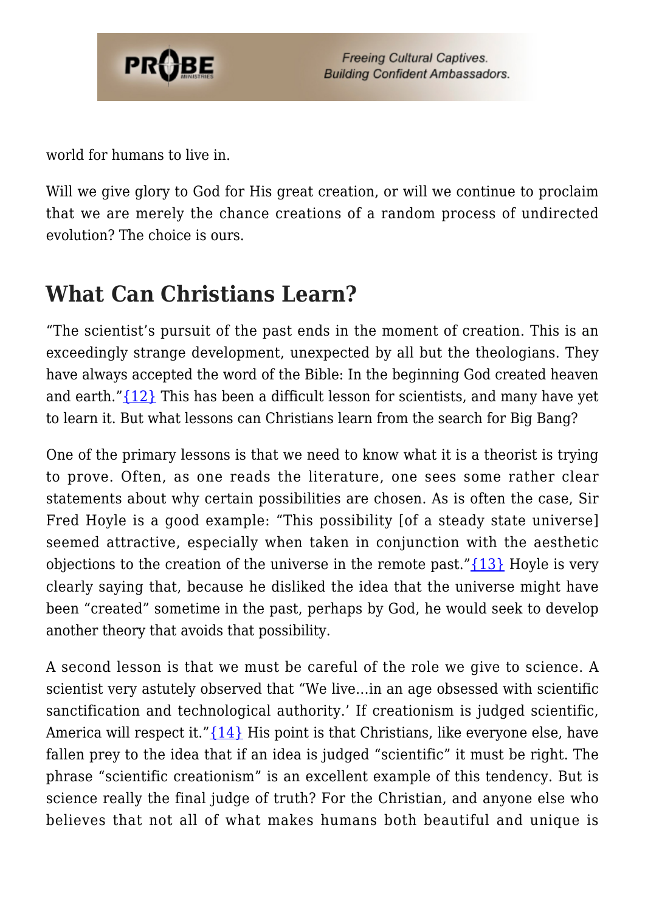world for humans to live in.

Will we give glory to God for His great creation, or will we continue to proclaim that we are merely the chance creations of a random process of undirected evolution? The choice is ours.

## What Can Christians Learn?

"The scientist's pursuit of the past ends in the moment of creation. This is an exceedingly strange development, unexpected by all but the theologians. They have always accepted the word of the Bible: In the beginning God created heaven and earth."{12} This has been a difficult lesson for scientists, and many have yet to learn it. But what lessons can Christians learn from the search for Big Bang?

One of the primary lessons is that we need to know what it is a theorist is trying to prove. Often, as one reads the literature, one sees some rather clear statements about why certain possibilities are chosen. As is often the case, Sir Fred Hoyle is a good example: "This possibility [of a steady state universe] seemed attractive, especially when taken in conjunction with the aesthetic objections to the creation of the universe in the remote past."{13} Hoyle is very clearly saying that, because he disliked the idea that the universe might have been "created" sometime in the past, perhaps by God, he would seek to develop another theory that avoids that possibility.

A second lesson is that we must be careful of the role we give to science. A scientist very astutely observed that "We live…in an age obsessed with scientific sanctification and technological authority.' If creationism is judged scientific, America will respect it."{14} His point is that Christians, like everyone else, have fallen prey to the idea that if an idea is judged "scientific" it must be right. The phrase "scientific creationism" is an excellent example of this tendency. But is science really the final judge of truth? For the Christian, and anyone else who believes that not all of what makes humans both beautiful and unique is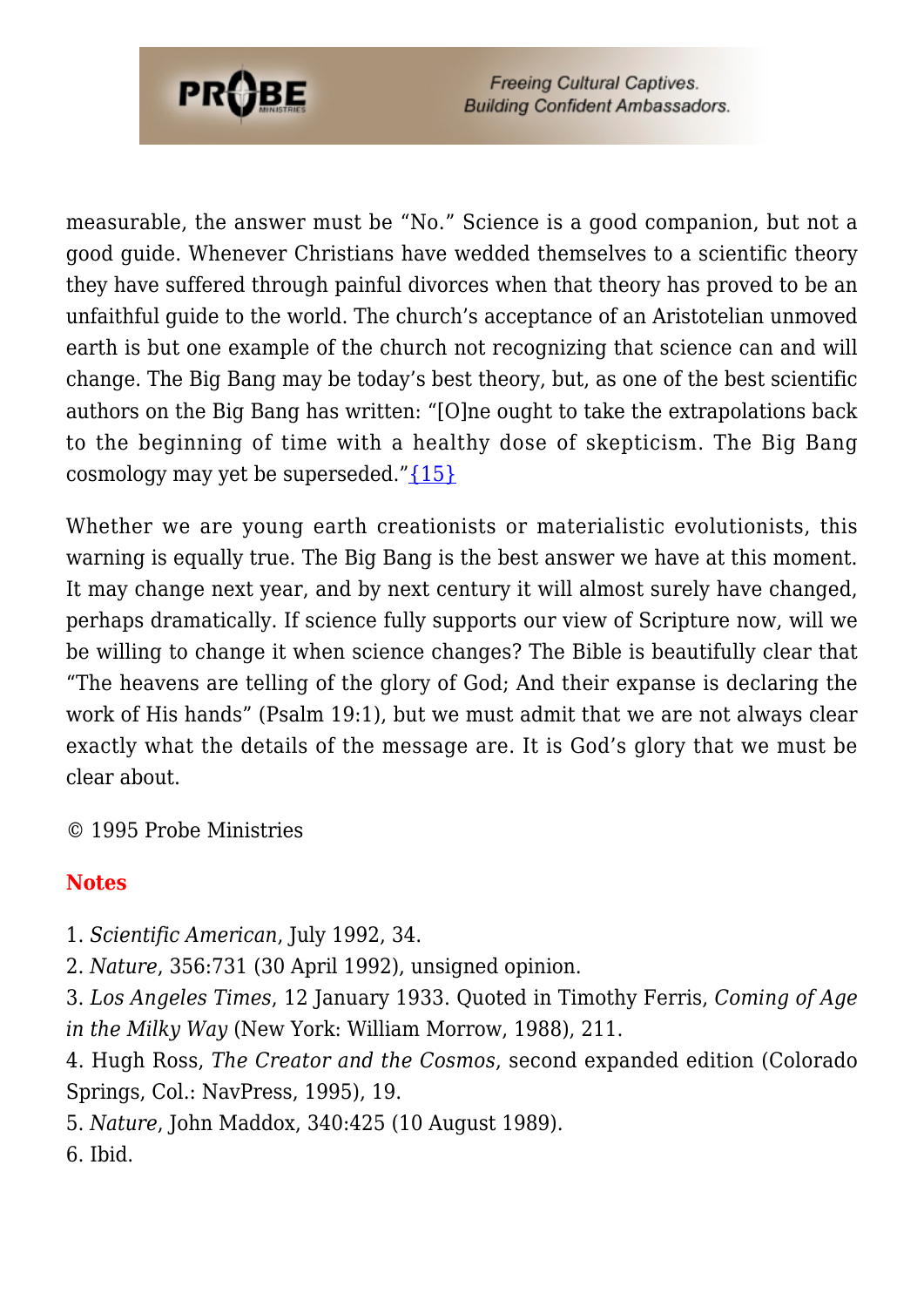measurable, the answer must be "No." Science is a good companion, but not a good guide. Whenever Christians have wedded themselves to a scientific theory they have suffered through painful divorces when that theory has proved to be an unfaithful guide to the world. The church's acceptance of an Aristotelian unmoved earth is but one example of the church not recognizing that science can and will change. The Big Bang may be today's best theory, but, as one of the best scientific authors on the Big Bang has written: "[O]ne ought to take the extrapolations back to the beginning of time with a healthy dose of skepticism. The Big Bang cosmology may yet be superseded."{15}

Whether we are young earth creationists or materialistic evolutionists, this warning is equally true. The Big Bang is the best answer we have at this moment. It may change next year, and by next century it will almost surely have changed, perhaps dramatically. If science fully supports our view of Scripture now, will we be willing to change it when science changes? The Bible is beautifully clear that "The heavens are telling of the glory of God; And their expanse is declaring the work of His hands" (Psalm 19:1), but we must admit that we are not always clear exactly what the details of the message are. It is God's glory that we must be clear about.

© 1995 Probe Ministries

## Notes

1. *Scientific American*, July 1992, 34.
2. *Nature*, 356:731 (30 April 1992), unsigned opinion.
3. *Los Angeles Times*, 12 January 1933. Quoted in Timothy Ferris, *Coming of Age in the Milky Way* (New York: William Morrow, 1988), 211.
4. Hugh Ross, *The Creator and the Cosmos*, second expanded edition (Colorado Springs, Col.: NavPress, 1995), 19.
5. *Nature*, John Maddox, 340:425 (10 August 1989).
6. Ibid.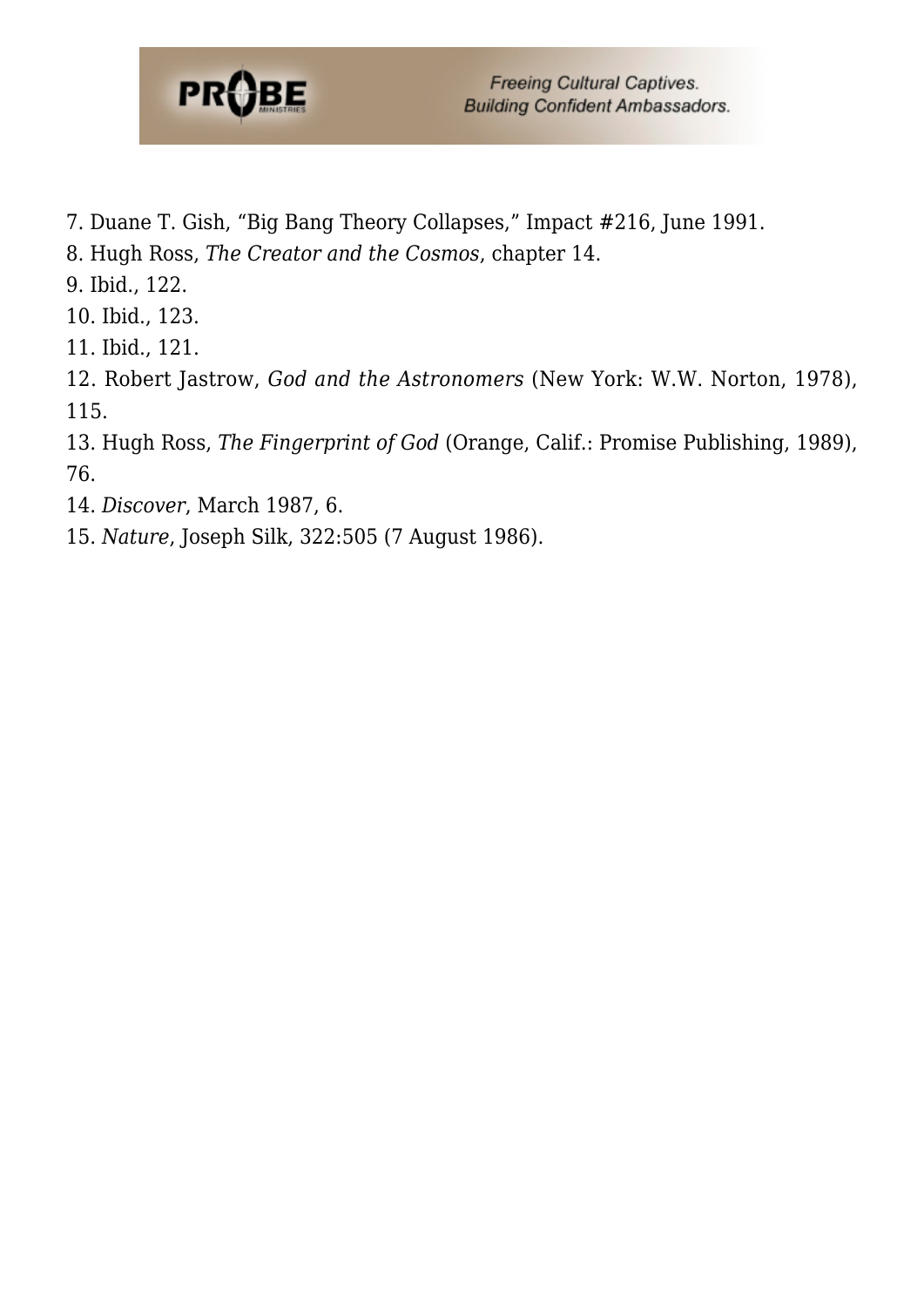7. Duane T. Gish, “Big Bang Theory Collapses,” Impact #216, June 1991.
8. Hugh Ross, *The Creator and the Cosmos*, chapter 14.
9. Ibid., 122.
10. Ibid., 123.
11. Ibid., 121.
12. Robert Jastrow, *God and the Astronomers* (New York: W.W. Norton, 1978), 115.
13. Hugh Ross, *The Fingerprint of God* (Orange, Calif.: Promise Publishing, 1989), 76.
14. *Discover*, March 1987, 6.
15. *Nature*, Joseph Silk, 322:505 (7 August 1986).